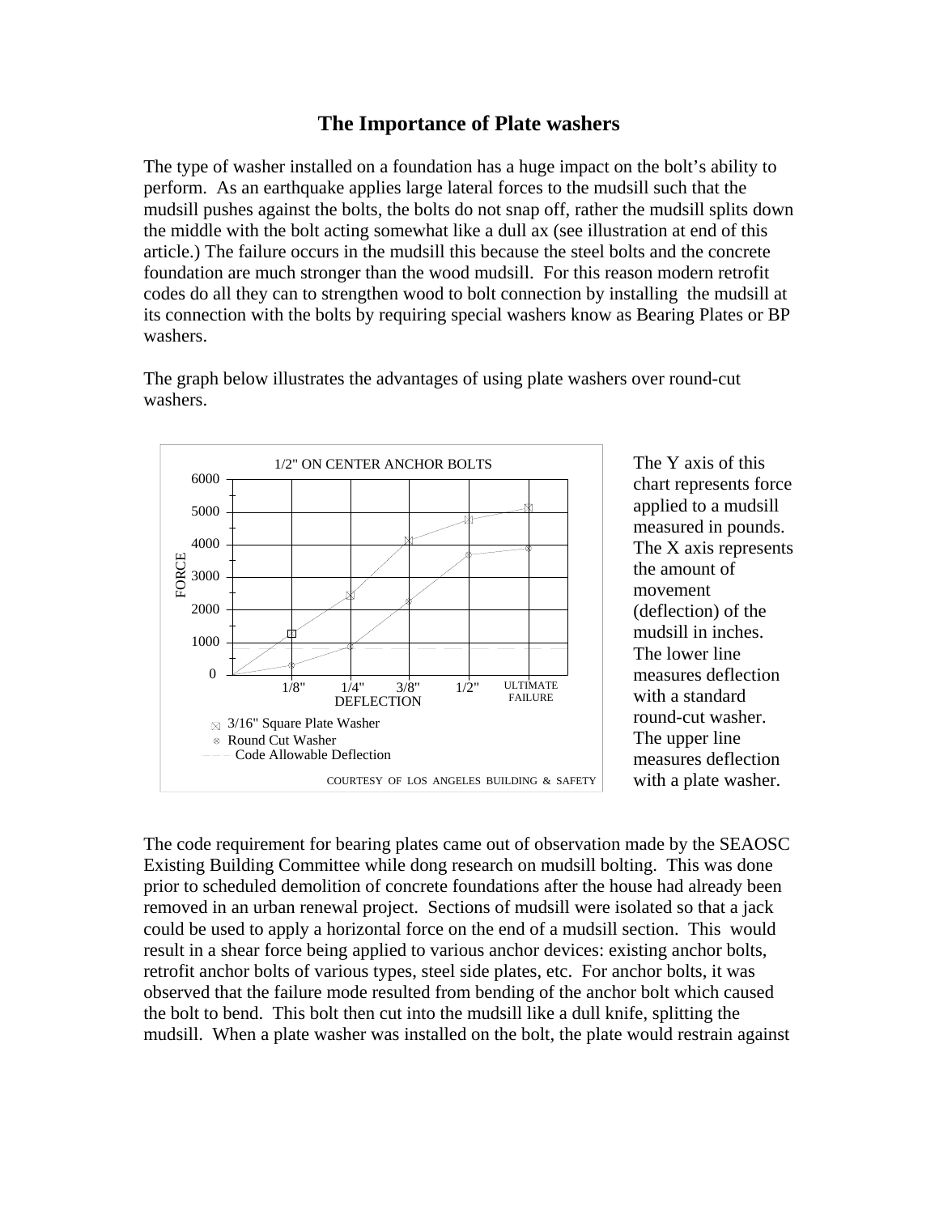# The Importance of Plate washers

The type of washer installed on a foundation has a huge impact on the bolt's ability to perform. As an earthquake applies large lateral forces to the mudsill such that the mudsill pushes against the bolts, the bolts do not snap off, rather the mudsill splits down the middle with the bolt acting somewhat like a dull ax (see illustration at end of this article.) The failure occurs in the mudsill this because the steel bolts and the concrete foundation are much stronger than the wood mudsill. For this reason modern retrofit codes do all they can to strengthen wood to bolt connection by installing the mudsill at its connection with the bolts by requiring special washers know as Bearing Plates or BP washers.

The graph below illustrates the advantages of using plate washers over round-cut washers.

1/2" ON CENTER ANCHOR BOLTS

FORCE (0–6000) vs. DEFLECTION (1/8", 1/4", 3/8", 1/2", ULTIMATE FAILURE)

- 3/16" Square Plate Washer
- Round Cut Washer
- Code Allowable Deflection

COURTESY OF LOS ANGELES BUILDING & SAFETY

The Y axis of this chart represents force applied to a mudsill measured in pounds. The X axis represents the amount of movement (deflection) of the mudsill in inches. The lower line measures deflection with a standard round-cut washer. The upper line measures deflection with a plate washer.

The code requirement for bearing plates came out of observation made by the SEAOSC Existing Building Committee while dong research on mudsill bolting. This was done prior to scheduled demolition of concrete foundations after the house had already been removed in an urban renewal project. Sections of mudsill were isolated so that a jack could be used to apply a horizontal force on the end of a mudsill section. This would result in a shear force being applied to various anchor devices: existing anchor bolts, retrofit anchor bolts of various types, steel side plates, etc. For anchor bolts, it was observed that the failure mode resulted from bending of the anchor bolt which caused the bolt to bend. This bolt then cut into the mudsill like a dull knife, splitting the mudsill. When a plate washer was installed on the bolt, the plate would restrain against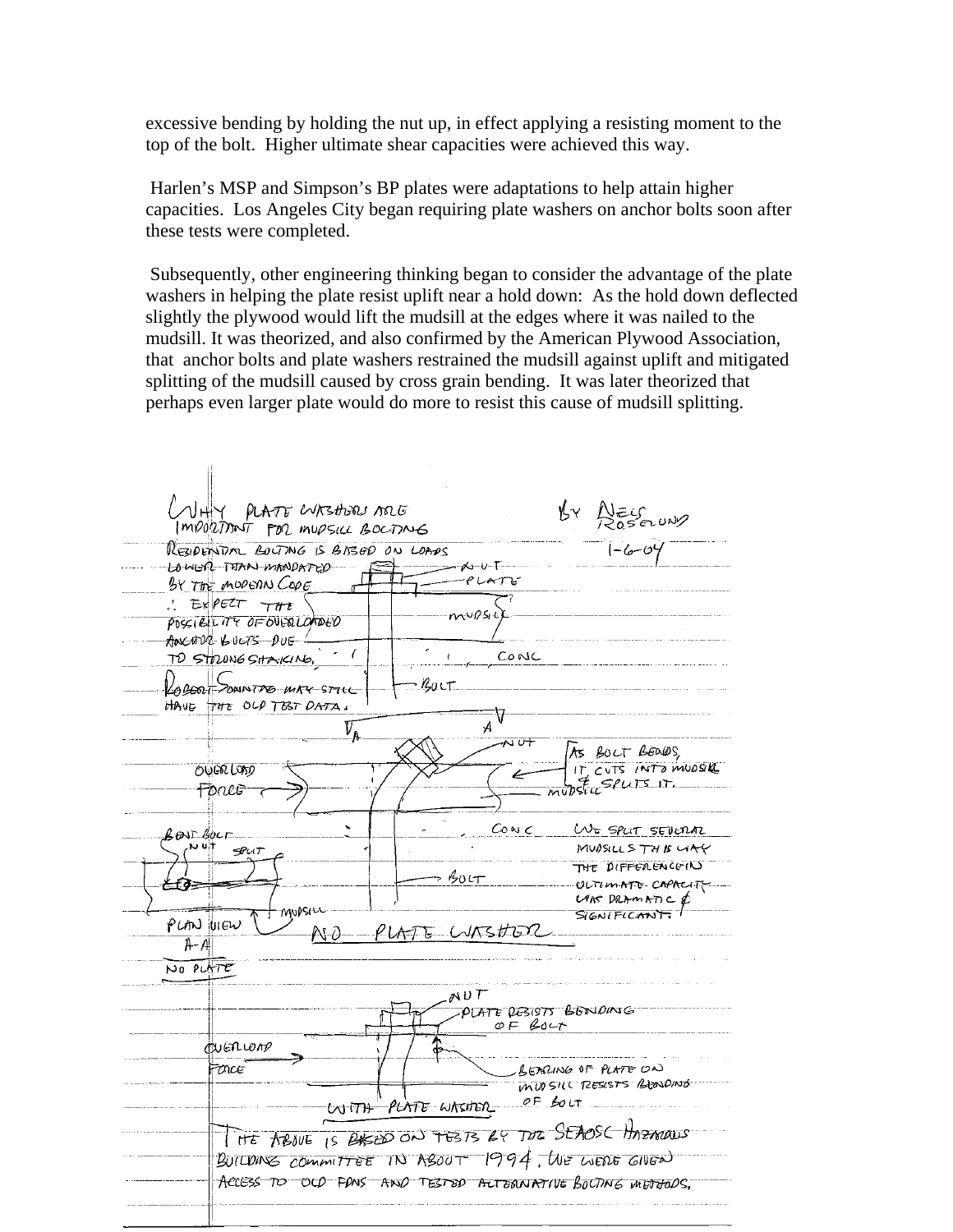excessive bending by holding the nut up, in effect applying a resisting moment to the top of the bolt. Higher ultimate shear capacities were achieved this way.

Harlen's MSP and Simpson's BP plates were adaptations to help attain higher capacities. Los Angeles City began requiring plate washers on anchor bolts soon after these tests were completed.

Subsequently, other engineering thinking began to consider the advantage of the plate washers in helping the plate resist uplift near a hold down: As the hold down deflected slightly the plywood would lift the mudsill at the edges where it was nailed to the mudsill. It was theorized, and also confirmed by the American Plywood Association, that anchor bolts and plate washers restrained the mudsill against uplift and mitigated splitting of the mudsill caused by cross grain bending. It was later theorized that perhaps even larger plate would do more to resist this cause of mudsill splitting.

WHY PLATE WASHERS ARE IMPORTANT FOR MUDSILL BOLTING

BY NELS ROSELUND
1-6-04

RESIDENTIAL BOLTING IS BASED ON LOADS ~~LOWER THAN MANDATED~~ BY THE MODERN CODE
∴ EXPECT THE POSSIBILITY OF OVERLOADED ANCHOR BOLTS DUE TO STRONG SHAKING.

~~ROBERT SONNTAG MAY STILL~~ HAVE THE OLD TEST DATA.

NUT
PLATE
MUDSILL
CONC
BOLT

A
A

NUT
OVERLOAD FORCE
MUDSILL
AS BOLT BENDS, IT CUTS INTO MUDSILL & SPLITS IT.
CONC
BOLT

WE SPLIT SEVERAL MUDSILLS THIS WAY
THE DIFFERENCE IN ULTIMATE CAPACITY WAS DRAMATIC & SIGNIFICANT.

BENT BOLT
NUT
SPLIT
MUDSILL
PLAN VIEW A-A
NO PLATE

NO PLATE WASHER

NUT
PLATE RESISTS BENDING OF BOLT
OVERLOAD FORCE
BEARING OF PLATE ON MUDSILL RESISTS BENDING OF BOLT

WITH PLATE WASHER

THE ABOVE IS BASED ON TESTS BY THE SEAOSC HAZARDOUS BUILDING COMMITTEE IN ABOUT 1994. WE WERE GIVEN ACCESS TO OLD FDNS AND TESTED ALTERNATIVE BOLTING METHODS.